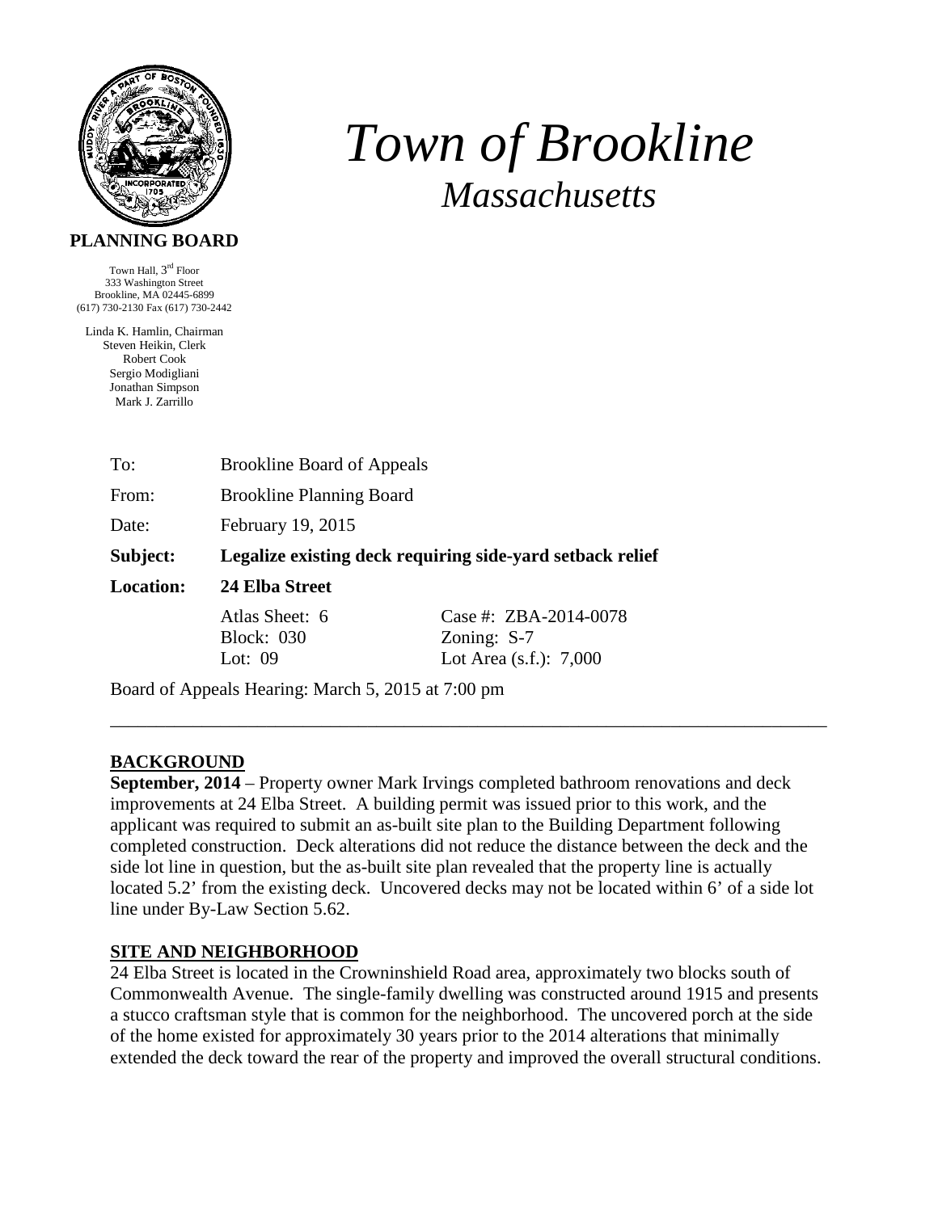# *Town of Brookline*
## *Massachusetts*

**PLANNING BOARD**

Town Hall, 3rd Floor
333 Washington Street
Brookline, MA 02445-6899
(617) 730-2130 Fax (617) 730-2442

Linda K. Hamlin, Chairman
Steven Heikin, Clerk
Robert Cook
Sergio Modigliani
Jonathan Simpson
Mark J. Zarrillo

| | | |
|---|---|---|
| To: | Brookline Board of Appeals | |
| From: | Brookline Planning Board | |
| Date: | February 19, 2015 | |
| **Subject:** | **Legalize existing deck requiring side-yard setback relief** | |
| **Location:** | **24 Elba Street** | |
| | Atlas Sheet: 6 | Case #: ZBA-2014-0078 |
| | Block: 030 | Zoning: S-7 |
| | Lot: 09 | Lot Area (s.f.): 7,000 |

Board of Appeals Hearing: March 5, 2015 at 7:00 pm

---

## BACKGROUND

**September, 2014** – Property owner Mark Irvings completed bathroom renovations and deck improvements at 24 Elba Street. A building permit was issued prior to this work, and the applicant was required to submit an as-built site plan to the Building Department following completed construction. Deck alterations did not reduce the distance between the deck and the side lot line in question, but the as-built site plan revealed that the property line is actually located 5.2' from the existing deck. Uncovered decks may not be located within 6' of a side lot line under By-Law Section 5.62.

## SITE AND NEIGHBORHOOD

24 Elba Street is located in the Crowninshield Road area, approximately two blocks south of Commonwealth Avenue. The single-family dwelling was constructed around 1915 and presents a stucco craftsman style that is common for the neighborhood. The uncovered porch at the side of the home existed for approximately 30 years prior to the 2014 alterations that minimally extended the deck toward the rear of the property and improved the overall structural conditions.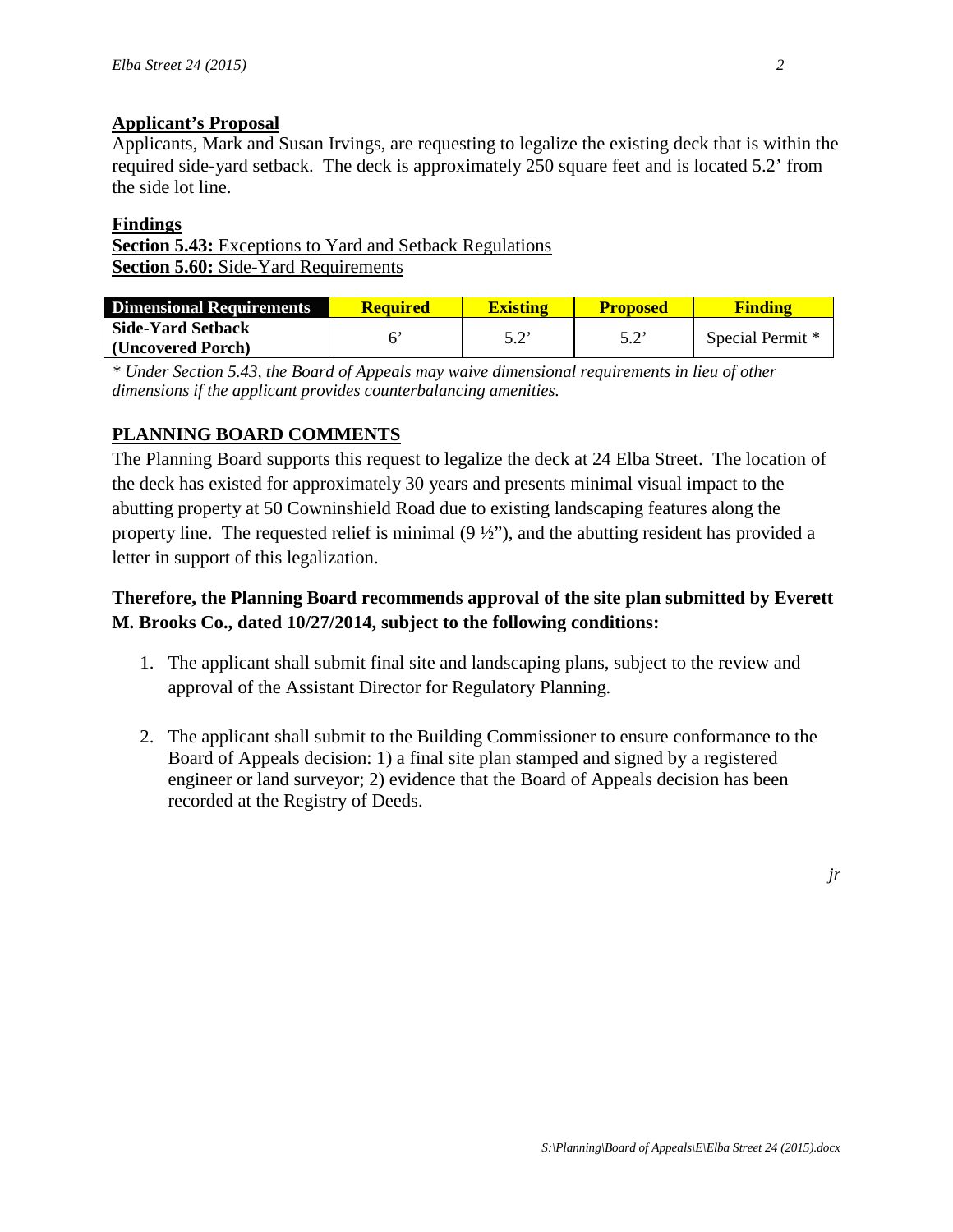**Applicant's Proposal**

Applicants, Mark and Susan Irvings, are requesting to legalize the existing deck that is within the required side-yard setback. The deck is approximately 250 square feet and is located 5.2' from the side lot line.

**Findings**

**Section 5.43:** Exceptions to Yard and Setback Regulations
**Section 5.60:** Side-Yard Requirements

| Dimensional Requirements | Required | Existing | Proposed | Finding |
|---|---|---|---|---|
| **Side-Yard Setback (Uncovered Porch)** | 6' | 5.2' | 5.2' | Special Permit * |

*\* Under Section 5.43, the Board of Appeals may waive dimensional requirements in lieu of other dimensions if the applicant provides counterbalancing amenities.*

## PLANNING BOARD COMMENTS

The Planning Board supports this request to legalize the deck at 24 Elba Street. The location of the deck has existed for approximately 30 years and presents minimal visual impact to the abutting property at 50 Cowninshield Road due to existing landscaping features along the property line. The requested relief is minimal (9 ½"), and the abutting resident has provided a letter in support of this legalization.

**Therefore, the Planning Board recommends approval of the site plan submitted by Everett M. Brooks Co., dated 10/27/2014, subject to the following conditions:**

1. The applicant shall submit final site and landscaping plans, subject to the review and approval of the Assistant Director for Regulatory Planning.

2. The applicant shall submit to the Building Commissioner to ensure conformance to the Board of Appeals decision: 1) a final site plan stamped and signed by a registered engineer or land surveyor; 2) evidence that the Board of Appeals decision has been recorded at the Registry of Deeds.

*jr*